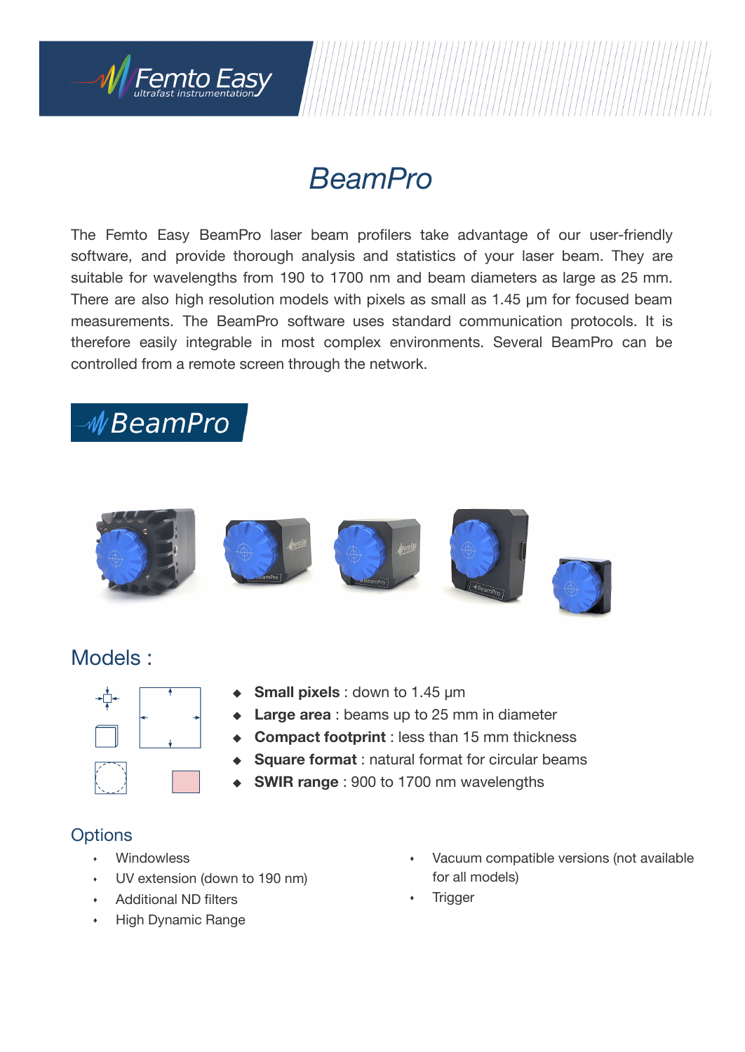# BeamPro

The Femto Easy BeamPro laser beam profilers take advantage of our user-friendly software, and provide thorough analysis and statistics of your laser beam. They are suitable for wavelengths from 190 to 1700 nm and beam diameters as large as 25 mm. There are also high resolution models with pixels as small as 1.45 µm for focused beam measurements. The BeamPro software uses standard communication protocols. It is therefore easily integrable in most complex environments. Several BeamPro can be controlled from a remote screen through the network.

## Models :

- **Small pixels** : down to 1.45 µm
- **Large area** : beams up to 25 mm in diameter
- **Compact footprint** : less than 15 mm thickness
- **Square format** : natural format for circular beams
- **SWIR range** : 900 to 1700 wavelengths

## Options

- Windowless
- UV extension (down to 190 nm)
- Additional ND filters
- High Dynamic Range
- Vacuum compatible versions (not available for all models)
- Trigger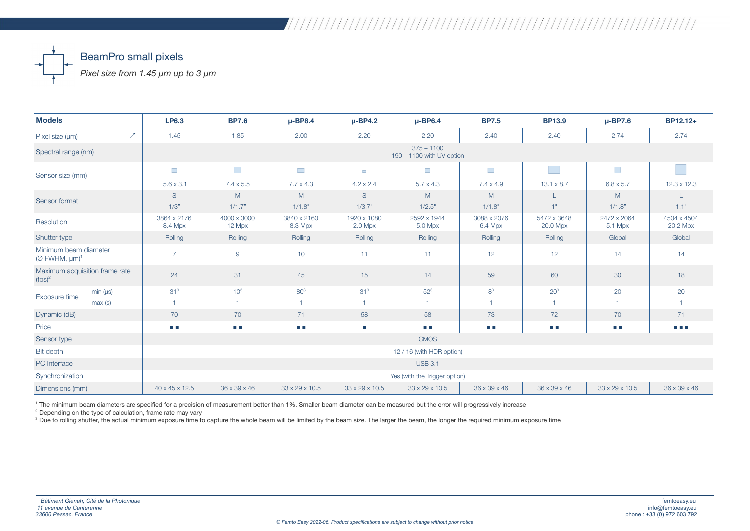## BeamPro small pixels

*Pixel size from 1.45 µm up to 3 µm*

| Models | | LP6.3 | BP7.6 | µ-BP8.4 | µ-BP4.2 | µ-BP6.4 | BP7.5 | BP13.9 | µ-BP7.6 | BP12.12+ |
|---|---|---|---|---|---|---|---|---|---|---|
| Pixel size (µm) | | 1.45 | 1.85 | 2.00 | 2.20 | 2.20 | 2.40 | 2.40 | 2.74 | 2.74 |
| Spectral range (nm) | | 375 – 1100<br>190 – 1100 with UV option | | | | | | | | |
| Sensor size (mm) | | 5.6 x 3.1 | 7.4 x 5.5 | 7.7 x 4.3 | 4.2 x 2.4 | 5.7 x 4.3 | 7.4 x 4.9 | 13.1 x 8.7 | 6.8 x 5.7 | 12.3 x 12.3 |
| Sensor format | | S<br>1/3" | M<br>1/1.7" | M<br>1/1.8" | S<br>1/3.7" | M<br>1/2.5" | M<br>1/1.8" | L<br>1" | M<br>1/1.8" | L<br>1.1" |
| Resolution | | 3864 x 2176<br>8.4 Mpx | 4000 x 3000<br>12 Mpx | 3840 x 2160<br>8.3 Mpx | 1920 x 1080<br>2.0 Mpx | 2592 x 1944<br>5.0 Mpx | 3088 x 2076<br>6.4 Mpx | 5472 x 3648<br>20.0 Mpx | 2472 x 2064<br>5.1 Mpx | 4504 x 4504<br>20.2 Mpx |
| Shutter type | | Rolling | Rolling | Rolling | Rolling | Rolling | Rolling | Rolling | Global | Global |
| Minimum beam diameter (Ø FWHM, µm)[1] | | 7 | 9 | 10 | 11 | 11 | 12 | 12 | 14 | 14 |
| Maximum acquisition frame rate (fps)[2] | | 24 | 31 | 45 | 15 | 14 | 59 | 60 | 30 | 18 |
| Exposure time | min (µs) | 31[3] | 10[3] | 80[3] | 31[3] | 52[3] | 8[3] | 20[3] | 20 | 20 |
| | max (s) | 1 | 1 | 1 | 1 | 1 | 1 | 1 | 1 | 1 |
| Dynamic (dB) | | 70 | 70 | 71 | 58 | 58 | 73 | 72 | 70 | 71 |
| Price | | ■■ | ■■ | ■■ | ■ | ■■ | ■■ | ■■ | ■■ | ■■■ |
| Sensor type | | CMOS | | | | | | | | |
| Bit depth | | 12 / 16 (with HDR option) | | | | | | | | |
| PC Interface | | USB 3.1 | | | | | | | | |
| Synchronization | | Yes (with the Trigger option) | | | | | | | | |
| Dimensions (mm) | | 40 x 45 x 12.5 | 36 x 39 x 46 | 33 x 29 x 10.5 | 33 x 29 x 10.5 | 33 x 29 x 10.5 | 36 x 39 x 46 | 36 x 39 x 46 | 33 x 29 x 10.5 | 36 x 39 x 46 |

[1] The minimum beam diameters are specified for a precision of measurement better than 1%. Smaller beam diameter can be measured but the error will progressively increase

[2] Depending on the type of calculation, frame rate may vary

[3] Due to rolling shutter, the actual minimum exposure time to capture the whole beam will be limited by the beam size. The larger the beam, the longer the required minimum exposure time

*Bâtiment Gienah, Cité de la Photonique*
*11 avenue de Canteranne*
*33600 Pessac, France*

femtoeasy.eu
info@femtoeasy.eu
phone : +33 (0) 972 603 792

*© Femto Easy 2022-06. Product specifications are subject to change without prior notice*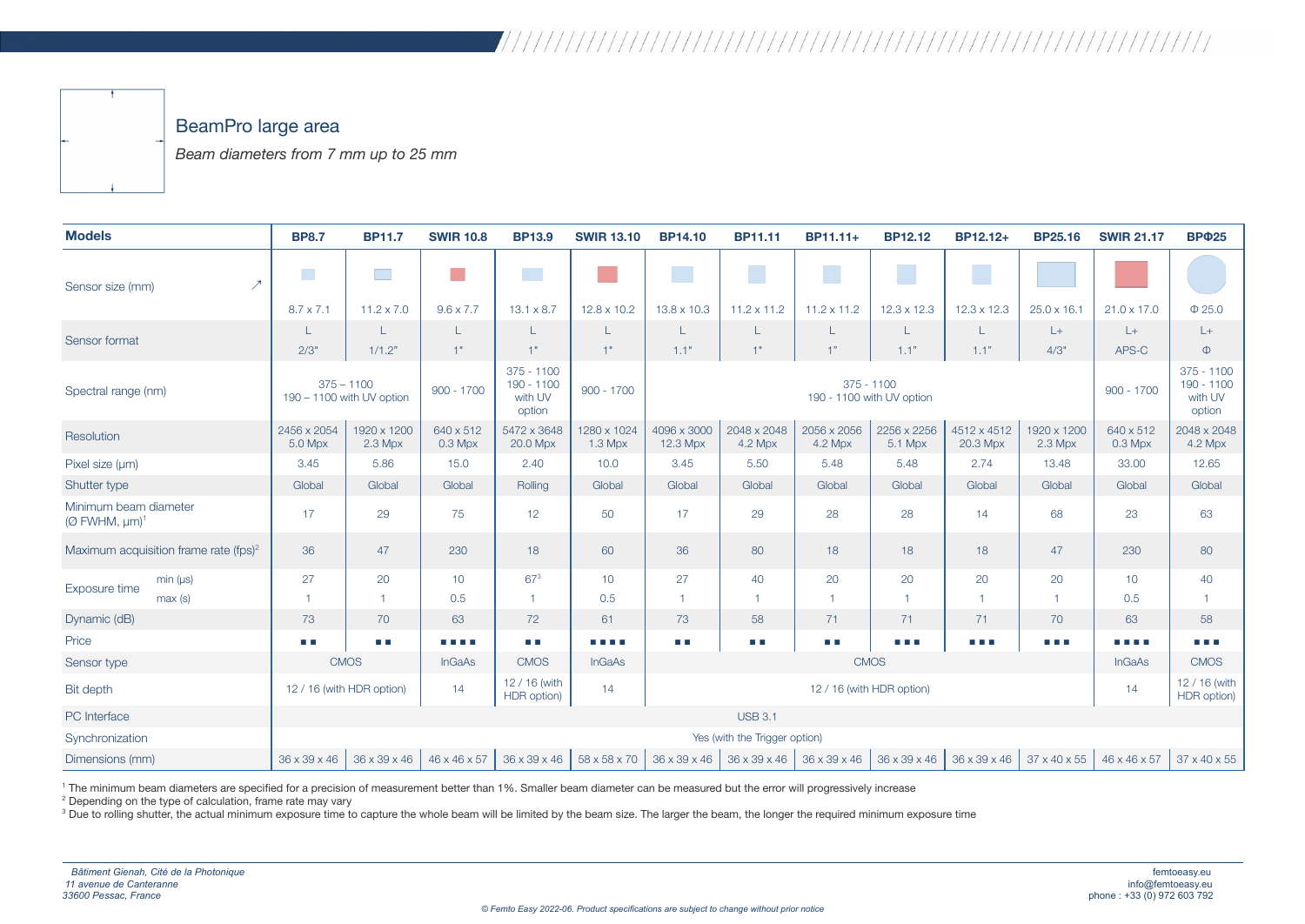## BeamPro large area

*Beam diameters from 7 mm up to 25 mm*

| Models | | BP8.7 | BP11.7 | SWIR 10.8 | BP13.9 | SWIR 13.10 | BP14.10 | BP11.11 | BP11.11+ | BP12.12 | BP12.12+ | BP25.16 | SWIR 21.17 | BPΦ25 |
|---|---|---|---|---|---|---|---|---|---|---|---|---|---|---|
| Sensor size (mm) | | 8.7 x 7.1 | 11.2 x 7.0 | 9.6 x 7.7 | 13.1 x 8.7 | 12.8 x 10.2 | 13.8 x 10.3 | 11.2 x 11.2 | 11.2 x 11.2 | 12.3 x 12.3 | 12.3 x 12.3 | 25.0 x 16.1 | 21.0 x 17.0 | Φ 25.0 |
| Sensor format | | L<br>2/3" | L<br>1/1.2" | L<br>1" | L<br>1" | L<br>1" | L<br>1.1" | L<br>1" | L<br>1" | L<br>1.1" | L<br>1.1" | L+<br>4/3" | L+<br>APS-C | L+<br>Φ |
| Spectral range (nm) | | 375 – 1100<br>190 – 1100 with UV option | | 900 - 1700 | 375 - 1100<br>190 - 1100 with UV option | 900 - 1700 | 375 - 1100<br>190 - 1100 with UV option | | | | | | 900 - 1700 | 375 - 1100<br>190 - 1100 with UV option |
| Resolution | | 2456 x 2054<br>5.0 Mpx | 1920 x 1200<br>2.3 Mpx | 640 x 512<br>0.3 Mpx | 5472 x 3648<br>20.0 Mpx | 1280 x 1024<br>1.3 Mpx | 4096 x 3000<br>12.3 Mpx | 2048 x 2048<br>4.2 Mpx | 2056 x 2056<br>4.2 Mpx | 2256 x 2256<br>5.1 Mpx | 4512 x 4512<br>20.3 Mpx | 1920 x 1200<br>2.3 Mpx | 640 x 512<br>0.3 Mpx | 2048 x 2048<br>4.2 Mpx |
| Pixel size (µm) | | 3.45 | 5.86 | 15.0 | 2.40 | 10.0 | 3.45 | 5.50 | 5.48 | 5.48 | 2.74 | 13.48 | 33.00 | 12.65 |
| Shutter type | | Global | Global | Global | Rolling | Global | Global | Global | Global | Global | Global | Global | Global | Global |
| Minimum beam diameter (Ø FWHM, µm)[1] | | 17 | 29 | 75 | 12 | 50 | 17 | 29 | 28 | 28 | 14 | 68 | 23 | 63 |
| Maximum acquisition frame rate (fps)[2] | | 36 | 47 | 230 | 18 | 60 | 36 | 80 | 18 | 18 | 18 | 47 | 230 | 80 |
| Exposure time | min (µs) | 27 | 20 | 10 | 67[3] | 10 | 27 | 40 | 20 | 20 | 20 | 20 | 10 | 40 |
| | max (s) | 1 | 1 | 0.5 | 1 | 0.5 | 1 | 1 | 1 | 1 | 1 | 1 | 0.5 | 1 |
| Dynamic (dB) | | 73 | 70 | 63 | 72 | 61 | 73 | 58 | 71 | 71 | 71 | 70 | 63 | 58 |
| Price | | ■■ | ■■ | ■■■■ | ■■ | ■■■■ | ■■ | ■■ | ■■ | ■■■ | ■■■ | ■■■ | ■■■■ | ■■■ |
| Sensor type | | CMOS | | InGaAs | CMOS | InGaAs | CMOS | | | | | | InGaAs | CMOS |
| Bit depth | | 12 / 16 (with HDR option) | | 14 | 12 / 16 (with HDR option) | 14 | 12 / 16 (with HDR option) | | | | | | 14 | 12 / 16 (with HDR option) |
| PC Interface | | USB 3.1 | | | | | | | | | | | | |
| Synchronization | | Yes (with the Trigger option) | | | | | | | | | | | | |
| Dimensions (mm) | | 36 x 39 x 46 | 36 x 39 x 46 | 46 x 46 x 57 | 36 x 39 x 46 | 58 x 58 x 70 | 36 x 39 x 46 | 36 x 39 x 46 | 36 x 39 x 46 | 36 x 39 x 46 | 36 x 39 x 46 | 37 x 40 x 55 | 46 x 46 x 57 | 37 x 40 x 55 |

[1] The minimum beam diameters are specified for a precision of measurement better than 1%. Smaller beam diameter can be measured but the error will progressively increase

[2] Depending on the type of calculation, frame rate may vary

[3] Due to rolling shutter, the actual minimum exposure time to capture the whole beam will be limited by the beam size. The larger the beam, the longer the required minimum exposure time

*Bâtiment Gienah, Cité de la Photonique*
*11 avenue de Canteranne*
*33600 Pessac, France*

femtoeasy.eu
info@femtoeasy.eu
phone : +33 (0) 972 603 792

*© Femto Easy 2022-06. Product specifications are subject to change without prior notice*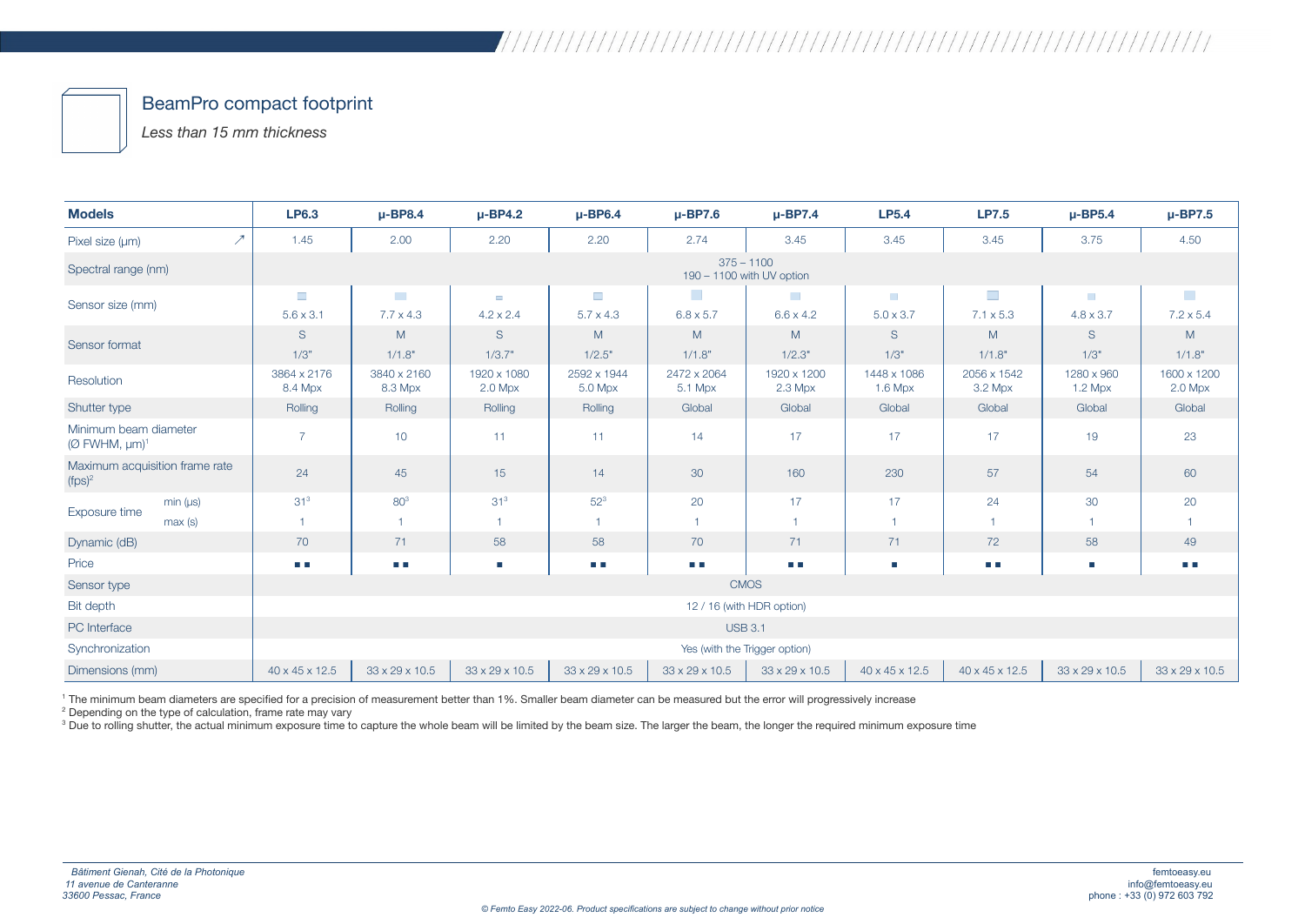## BeamPro compact footprint

*Less than 15 mm thickness*

| Models | | LP6.3 | µ-BP8.4 | µ-BP4.2 | µ-BP6.4 | µ-BP7.6 | µ-BP7.4 | LP5.4 | LP7.5 | µ-BP5.4 | µ-BP7.5 |
|---|---|---|---|---|---|---|---|---|---|---|---|
| Pixel size (µm) | ↗ | 1.45 | 2.00 | 2.20 | 2.20 | 2.74 | 3.45 | 3.45 | 3.45 | 3.75 | 4.50 |
| Spectral range (nm) | | 375 – 1100<br>190 – 1100 with UV option | | | | | | | | | |
| Sensor size (mm) | | 5.6 x 3.1 | 7.7 x 4.3 | 4.2 x 2.4 | 5.7 x 4.3 | 6.8 x 5.7 | 6.6 x 4.2 | 5.0 x 3.7 | 7.1 x 5.3 | 4.8 x 3.7 | 7.2 x 5.4 |
| Sensor format | | S<br>1/3" | M<br>1/1.8" | S<br>1/3.7" | M<br>1/2.5" | M<br>1/1.8" | M<br>1/2.3" | S<br>1/3" | M<br>1/1.8" | S<br>1/3" | M<br>1/1.8" |
| Resolution | | 3864 x 2176<br>8.4 Mpx | 3840 x 2160<br>8.3 Mpx | 1920 x 1080<br>2.0 Mpx | 2592 x 1944<br>5.0 Mpx | 2472 x 2064<br>5.1 Mpx | 1920 x 1200<br>2.3 Mpx | 1448 x 1086<br>1.6 Mpx | 2056 x 1542<br>3.2 Mpx | 1280 x 960<br>1.2 Mpx | 1600 x 1200<br>2.0 Mpx |
| Shutter type | | Rolling | Rolling | Rolling | Rolling | Global | Global | Global | Global | Global | Global |
| Minimum beam diameter (Ø FWHM, µm)[1] | | 7 | 10 | 11 | 11 | 14 | 17 | 17 | 17 | 19 | 23 |
| Maximum acquisition frame rate (fps)[2] | | 24 | 45 | 15 | 14 | 30 | 160 | 230 | 57 | 54 | 60 |
| Exposure time | min (µs) | 31[3] | 80[3] | 31[3] | 52[3] | 20 | 17 | 17 | 24 | 30 | 20 |
| | max (s) | 1 | 1 | 1 | 1 | 1 | 1 | 1 | 1 | 1 | 1 |
| Dynamic (dB) | | 70 | 71 | 58 | 58 | 70 | 71 | 71 | 72 | 58 | 49 |
| Price | | ■■ | ■■ | ■ | ■■ | ■■ | ■■ | ■ | ■■ | ■ | ■■ |
| Sensor type | | CMOS | | | | | | | | | |
| Bit depth | | 12 / 16 (with HDR option) | | | | | | | | | |
| PC Interface | | USB 3.1 | | | | | | | | | |
| Synchronization | | Yes (with the Trigger option) | | | | | | | | | |
| Dimensions (mm) | | 40 x 45 x 12.5 | 33 x 29 x 10.5 | 33 x 29 x 10.5 | 33 x 29 x 10.5 | 33 x 29 x 10.5 | 33 x 29 x 10.5 | 40 x 45 x 12.5 | 40 x 45 x 12.5 | 33 x 29 x 10.5 | 33 x 29 x 10.5 |

[1] The minimum beam diameters are specified for a precision of measurement better than 1%. Smaller beam diameter can be measured but the error will progressively increase
[2] Depending on the type of calculation, frame rate may vary
[3] Due to rolling shutter, the actual minimum exposure time to capture the whole beam will be limited by the beam size. The larger the beam, the longer the required minimum exposure time

*Bâtiment Gienah, Cité de la Photonique*
*11 avenue de Canteranne*
*33600 Pessac, France*

femtoeasy.eu
info@femtoeasy.eu
phone : +33 (0) 972 603 792

*© Femto Easy 2022-06. Product specifications are subject to change without prior notice*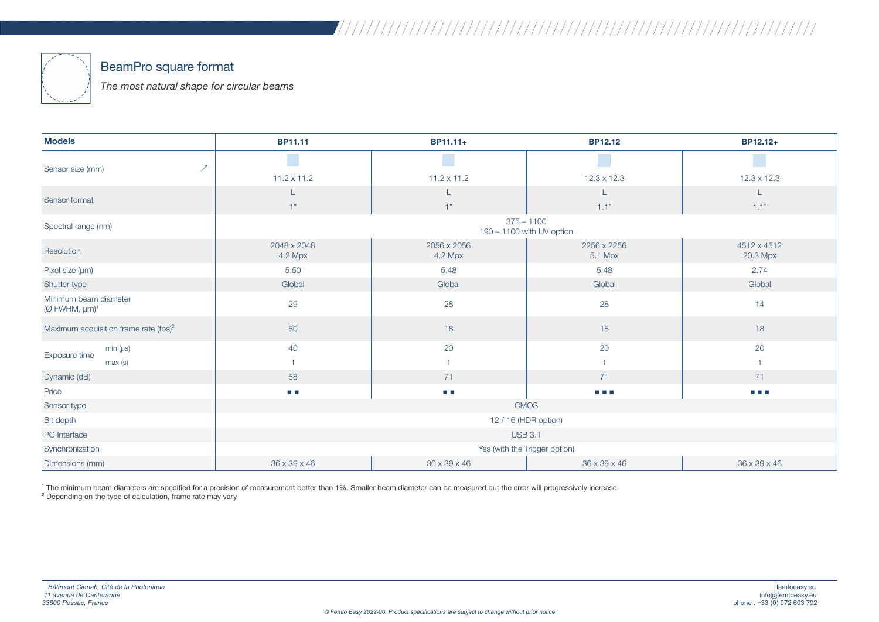## BeamPro square format

*The most natural shape for circular beams*

| Models | | BP11.11 | BP11.11+ | BP12.12 | BP12.12+ |
|---|---|---|---|---|---|
| Sensor size (mm) | | 11.2 x 11.2 | 11.2 x 11.2 | 12.3 x 12.3 | 12.3 x 12.3 |
| Sensor format | | L<br>1" | L<br>1" | L<br>1.1" | L<br>1.1" |
| Spectral range (nm) | | 375 – 1100<br>190 – 1100 with UV option | | | |
| Resolution | | 2048 x 2048<br>4.2 Mpx | 2056 x 2056<br>4.2 Mpx | 2256 x 2256<br>5.1 Mpx | 4512 x 4512<br>20.3 Mpx |
| Pixel size (µm) | | 5.50 | 5.48 | 5.48 | 2.74 |
| Shutter type | | Global | Global | Global | Global |
| Minimum beam diameter (Ø FWHM, µm)[1] | | 29 | 28 | 28 | 14 |
| Maximum acquisition frame rate (fps)[2] | | 80 | 18 | 18 | 18 |
| Exposure time | min (µs) | 40 | 20 | 20 | 20 |
| | max (s) | 1 | 1 | 1 | 1 |
| Dynamic (dB) | | 58 | 71 | 71 | 71 |
| Price | | ■ ■ | ■ ■ | ■ ■ ■ | ■ ■ ■ |
| Sensor type | | CMOS | | | |
| Bit depth | | 12 / 16 (HDR option) | | | |
| PC Interface | | USB 3.1 | | | |
| Synchronization | | Yes (with the Trigger option) | | | |
| Dimensions (mm) | | 36 x 39 x 46 | 36 x 39 x 46 | 36 x 39 x 46 | 36 x 39 x 46 |

[1] The minimum beam diameters are specified for a precision of measurement better than 1%. Smaller beam diameter can be measured but the error will progressively increase
[2] Depending on the type of calculation, frame rate may vary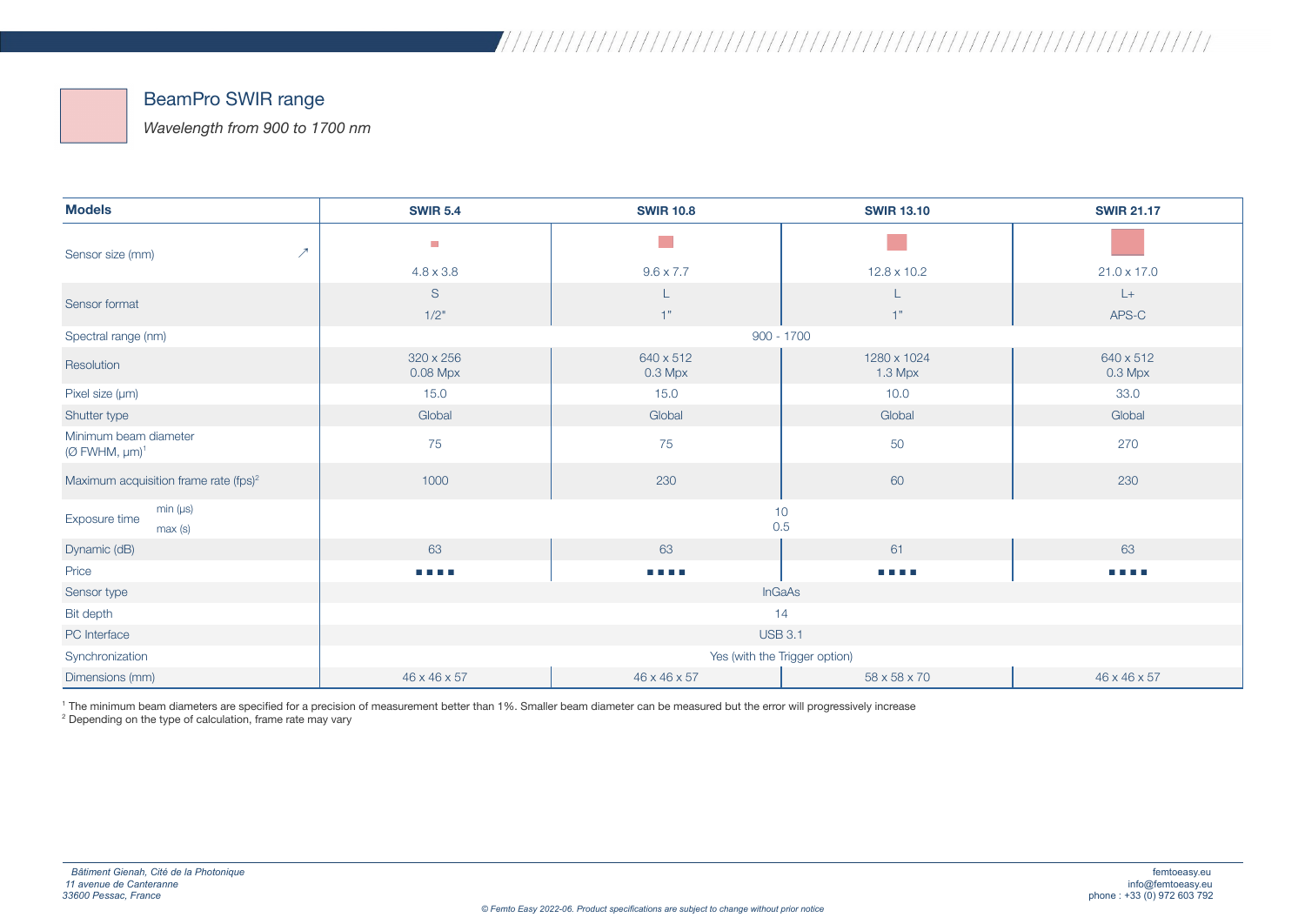## BeamPro SWIR range

*Wavelength from 900 to 1700 nm*

| Models | | SWIR 5.4 | SWIR 10.8 | SWIR 13.10 | SWIR 21.17 |
|---|---|---|---|---|---|
| Sensor size (mm) | | 4.8 x 3.8 | 9.6 x 7.7 | 12.8 x 10.2 | 21.0 x 17.0 |
| Sensor format | | S<br>1/2" | L<br>1" | L<br>1" | L+<br>APS-C |
| Spectral range (nm) | | 900 - 1700 | | | |
| Resolution | | 320 x 256<br>0.08 Mpx | 640 x 512<br>0.3 Mpx | 1280 x 1024<br>1.3 Mpx | 640 x 512<br>0.3 Mpx |
| Pixel size (µm) | | 15.0 | 15.0 | 10.0 | 33.0 |
| Shutter type | | Global | Global | Global | Global |
| Minimum beam diameter (Ø FWHM, µm)[1] | | 75 | 75 | 50 | 270 |
| Maximum acquisition frame rate (fps)[2] | | 1000 | 230 | 60 | 230 |
| Exposure time | min (µs) | 10 | | | |
| | max (s) | 0.5 | | | |
| Dynamic (dB) | | 63 | 63 | 61 | 63 |
| Price | | ■■■■ | ■■■■ | ■■■■ | ■■■■ |
| Sensor type | | InGaAs | | | |
| Bit depth | | 14 | | | |
| PC Interface | | USB 3.1 | | | |
| Synchronization | | Yes (with the Trigger option) | | | |
| Dimensions (mm) | | 46 x 46 x 57 | 46 x 46 x 57 | 58 x 58 x 70 | 46 x 46 x 57 |

[1] The minimum beam diameters are specified for a precision of measurement better than 1%. Smaller beam diameter can be measured but the error will progressively increase
[2] Depending on the type of calculation, frame rate may vary

*Bâtiment Gienah, Cité de la Photonique*
*11 avenue de Canteranne*
*33600 Pessac, France*

femtoeasy.eu
info@femtoeasy.eu
phone : +33 (0) 972 603 792

*© Femto Easy 2022-06. Product specifications are subject to change without prior notice*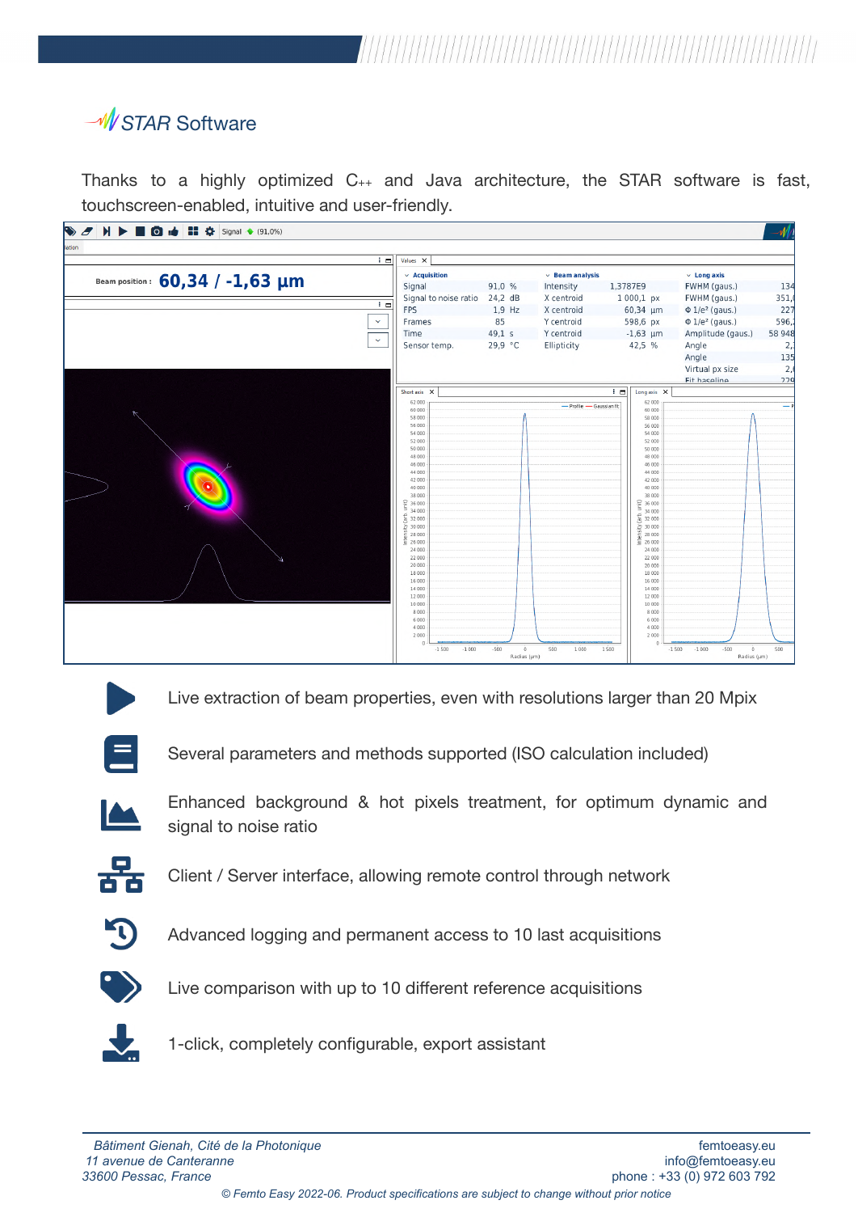## STAR Software

Thanks to a highly optimized C++ and Java architecture, the STAR software is fast, touchscreen-enabled, intuitive and user-friendly.

- Live extraction of beam properties, even with resolutions larger than 20 Mpix
- Several parameters and methods supported (ISO calculation included)
- Enhanced background & hot pixels treatment, for optimum dynamic and signal to noise ratio
- Client / Server interface, allowing remote control through network
- Advanced logging and permanent access to 10 last acquisitions
- Live comparison with up to 10 different reference acquisitions
- 1-click, completely configurable, export assistant

*Bâtiment Gienah, Cité de la Photonique*
*11 avenue de Canteranne*
*33600 Pessac, France*

femtoeasy.eu
info@femtoeasy.eu
phone : +33 (0) 972 603 792

*© Femto Easy 2022-06. Product specifications are subject to change without prior notice*